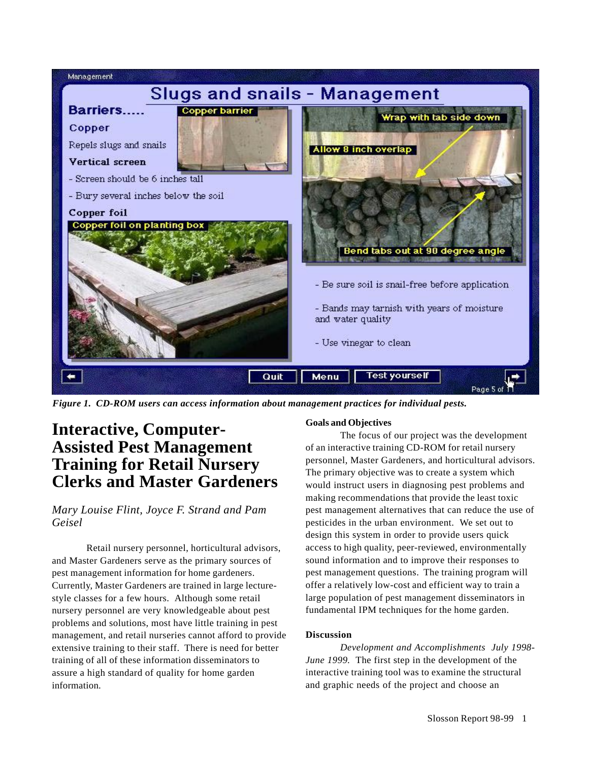*Figure 1. CD-ROM users can access information about management practices for individual pests.*

# Interactive, Computer-Assisted Pest Management Training for Retail Nursery Clerks and Master Gardeners

*Mary Louise Flint, Joyce F. Strand and Pam Geisel*

Retail nursery personnel, horticultural advisors, and Master Gardeners serve as the primary sources of pest management information for home gardeners. Currently, Master Gardeners are trained in large lecture-style classes for a few hours. Although some retail nursery personnel are very knowledgeable about pest problems and solutions, most have little training in pest management, and retail nurseries cannot afford to provide extensive training to their staff. There is need for better training of all of these information disseminators to assure a high standard of quality for home garden information.

**Goals and Objectives**

The focus of our project was the development of an interactive training CD-ROM for retail nursery personnel, Master Gardeners, and horticultural advisors. The primary objective was to create a system which would instruct users in diagnosing pest problems and making recommendations that provide the least toxic pest management alternatives that can reduce the use of pesticides in the urban environment. We set out to design this system in order to provide users quick access to high quality, peer-reviewed, environmentally sound information and to improve their responses to pest management questions. The training program will offer a relatively low-cost and efficient way to train a large population of pest management disseminators in fundamental IPM techniques for the home garden.

**Discussion**

*Development and Accomplishments July 1998-June 1999.* The first step in the development of the interactive training tool was to examine the structural and graphic needs of the project and choose an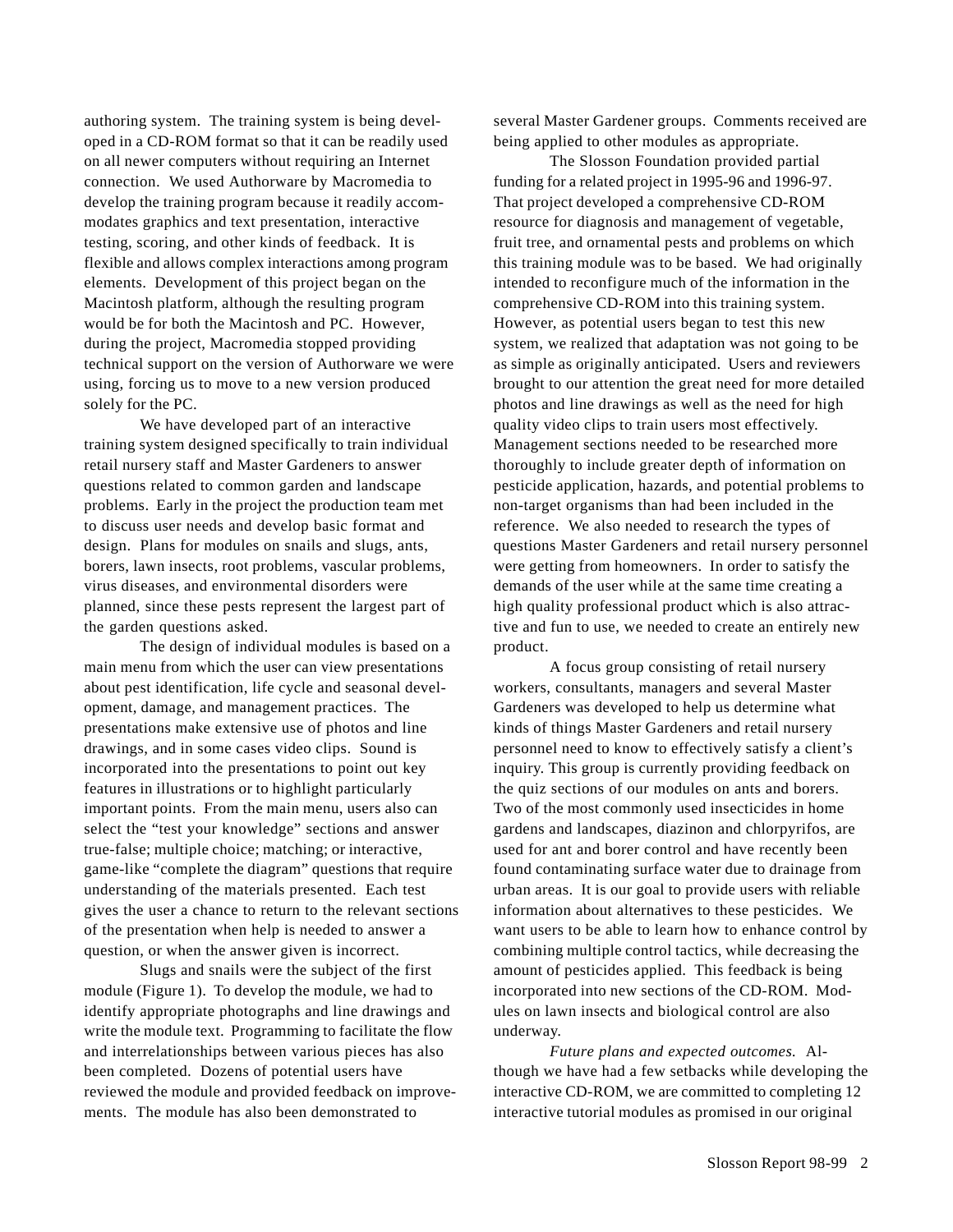authoring system. The training system is being developed in a CD-ROM format so that it can be readily used on all newer computers without requiring an Internet connection. We used Authorware by Macromedia to develop the training program because it readily accommodates graphics and text presentation, interactive testing, scoring, and other kinds of feedback. It is flexible and allows complex interactions among program elements. Development of this project began on the Macintosh platform, although the resulting program would be for both the Macintosh and PC. However, during the project, Macromedia stopped providing technical support on the version of Authorware we were using, forcing us to move to a new version produced solely for the PC.

We have developed part of an interactive training system designed specifically to train individual retail nursery staff and Master Gardeners to answer questions related to common garden and landscape problems. Early in the project the production team met to discuss user needs and develop basic format and design. Plans for modules on snails and slugs, ants, borers, lawn insects, root problems, vascular problems, virus diseases, and environmental disorders were planned, since these pests represent the largest part of the garden questions asked.

The design of individual modules is based on a main menu from which the user can view presentations about pest identification, life cycle and seasonal development, damage, and management practices. The presentations make extensive use of photos and line drawings, and in some cases video clips. Sound is incorporated into the presentations to point out key features in illustrations or to highlight particularly important points. From the main menu, users also can select the "test your knowledge" sections and answer true-false; multiple choice; matching; or interactive, game-like "complete the diagram" questions that require understanding of the materials presented. Each test gives the user a chance to return to the relevant sections of the presentation when help is needed to answer a question, or when the answer given is incorrect.

Slugs and snails were the subject of the first module (Figure 1). To develop the module, we had to identify appropriate photographs and line drawings and write the module text. Programming to facilitate the flow and interrelationships between various pieces has also been completed. Dozens of potential users have reviewed the module and provided feedback on improvements. The module has also been demonstrated to several Master Gardener groups. Comments received are being applied to other modules as appropriate.

The Slosson Foundation provided partial funding for a related project in 1995-96 and 1996-97. That project developed a comprehensive CD-ROM resource for diagnosis and management of vegetable, fruit tree, and ornamental pests and problems on which this training module was to be based. We had originally intended to reconfigure much of the information in the comprehensive CD-ROM into this training system. However, as potential users began to test this new system, we realized that adaptation was not going to be as simple as originally anticipated. Users and reviewers brought to our attention the great need for more detailed photos and line drawings as well as the need for high quality video clips to train users most effectively. Management sections needed to be researched more thoroughly to include greater depth of information on pesticide application, hazards, and potential problems to non-target organisms than had been included in the reference. We also needed to research the types of questions Master Gardeners and retail nursery personnel were getting from homeowners. In order to satisfy the demands of the user while at the same time creating a high quality professional product which is also attractive and fun to use, we needed to create an entirely new product.

A focus group consisting of retail nursery workers, consultants, managers and several Master Gardeners was developed to help us determine what kinds of things Master Gardeners and retail nursery personnel need to know to effectively satisfy a client's inquiry. This group is currently providing feedback on the quiz sections of our modules on ants and borers. Two of the most commonly used insecticides in home gardens and landscapes, diazinon and chlorpyrifos, are used for ant and borer control and have recently been found contaminating surface water due to drainage from urban areas. It is our goal to provide users with reliable information about alternatives to these pesticides. We want users to be able to learn how to enhance control by combining multiple control tactics, while decreasing the amount of pesticides applied. This feedback is being incorporated into new sections of the CD-ROM. Modules on lawn insects and biological control are also underway.

*Future plans and expected outcomes.* Although we have had a few setbacks while developing the interactive CD-ROM, we are committed to completing 12 interactive tutorial modules as promised in our original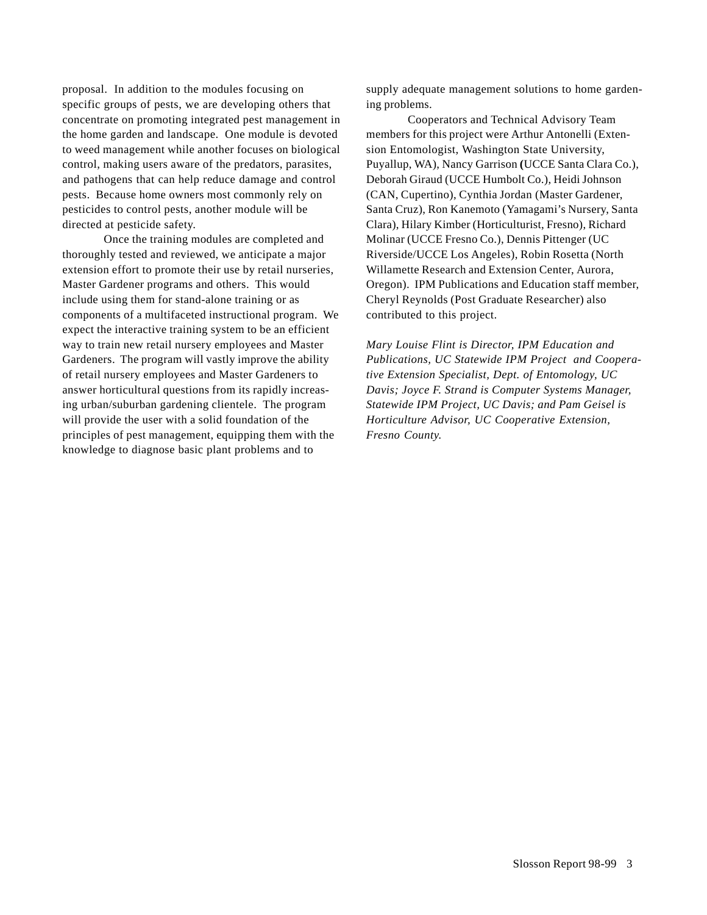proposal. In addition to the modules focusing on specific groups of pests, we are developing others that concentrate on promoting integrated pest management in the home garden and landscape. One module is devoted to weed management while another focuses on biological control, making users aware of the predators, parasites, and pathogens that can help reduce damage and control pests. Because home owners most commonly rely on pesticides to control pests, another module will be directed at pesticide safety.

Once the training modules are completed and thoroughly tested and reviewed, we anticipate a major extension effort to promote their use by retail nurseries, Master Gardener programs and others. This would include using them for stand-alone training or as components of a multifaceted instructional program. We expect the interactive training system to be an efficient way to train new retail nursery employees and Master Gardeners. The program will vastly improve the ability of retail nursery employees and Master Gardeners to answer horticultural questions from its rapidly increasing urban/suburban gardening clientele. The program will provide the user with a solid foundation of the principles of pest management, equipping them with the knowledge to diagnose basic plant problems and to supply adequate management solutions to home gardening problems.

Cooperators and Technical Advisory Team members for this project were Arthur Antonelli (Extension Entomologist, Washington State University, Puyallup, WA), Nancy Garrison (UCCE Santa Clara Co.), Deborah Giraud (UCCE Humbolt Co.), Heidi Johnson (CAN, Cupertino), Cynthia Jordan (Master Gardener, Santa Cruz), Ron Kanemoto (Yamagami's Nursery, Santa Clara), Hilary Kimber (Horticulturist, Fresno), Richard Molinar (UCCE Fresno Co.), Dennis Pittenger (UC Riverside/UCCE Los Angeles), Robin Rosetta (North Willamette Research and Extension Center, Aurora, Oregon). IPM Publications and Education staff member, Cheryl Reynolds (Post Graduate Researcher) also contributed to this project.

*Mary Louise Flint is Director, IPM Education and Publications, UC Statewide IPM Project and Cooperative Extension Specialist, Dept. of Entomology, UC Davis; Joyce F. Strand is Computer Systems Manager, Statewide IPM Project, UC Davis; and Pam Geisel is Horticulture Advisor, UC Cooperative Extension, Fresno County.*